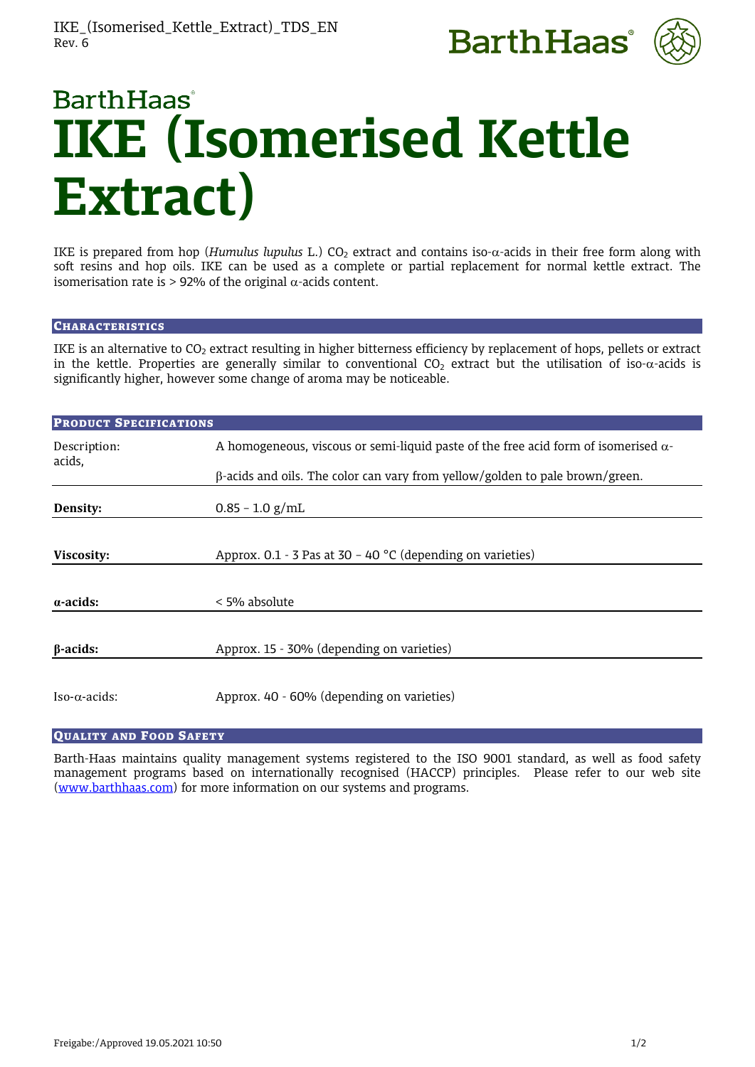# BarthHaas IKE (Isomerised Kettle Extract)

IKE is prepared from hop (*Humulus lupulus* L.) $CO_2$ extract and contains iso-$\alpha$-acids in their free form along with soft resins and hop oils. IKE can be used as a complete or partial replacement for normal kettle extract. The isomerisation rate is > 92% of the original $\alpha$-acids content.

## Characteristics

IKE is an alternative to $CO_2$ extract resulting in higher bitterness efficiency by replacement of hops, pellets or extract in the kettle. Properties are generally similar to conventional $CO_2$ extract but the utilisation of iso-$\alpha$-acids is significantly higher, however some change of aroma may be noticeable.

## Product Specifications

| | |
|---|---|
| Description: | A homogeneous, viscous or semi-liquid paste of the free acid form of isomerised $\alpha$-acids, $\beta$-acids and oils. The color can vary from yellow/golden to pale brown/green. |
| **Density:** | 0.85 – 1.0 g/mL |
| **Viscosity:** | Approx. 0.1 - 3 Pas at 30 – 40 °C (depending on varieties) |
| **$\alpha$-acids:** | < 5% absolute |
| **$\beta$-acids:** | Approx. 15 - 30% (depending on varieties) |
| Iso-$\alpha$-acids: | Approx. 40 - 60% (depending on varieties) |

## Quality and Food Safety

Barth-Haas maintains quality management systems registered to the ISO 9001 standard, as well as food safety management programs based on internationally recognised (HACCP) principles. Please refer to our web site (www.barthhaas.com) for more information on our systems and programs.

Freigabe:/Approved 19.05.2021 10:50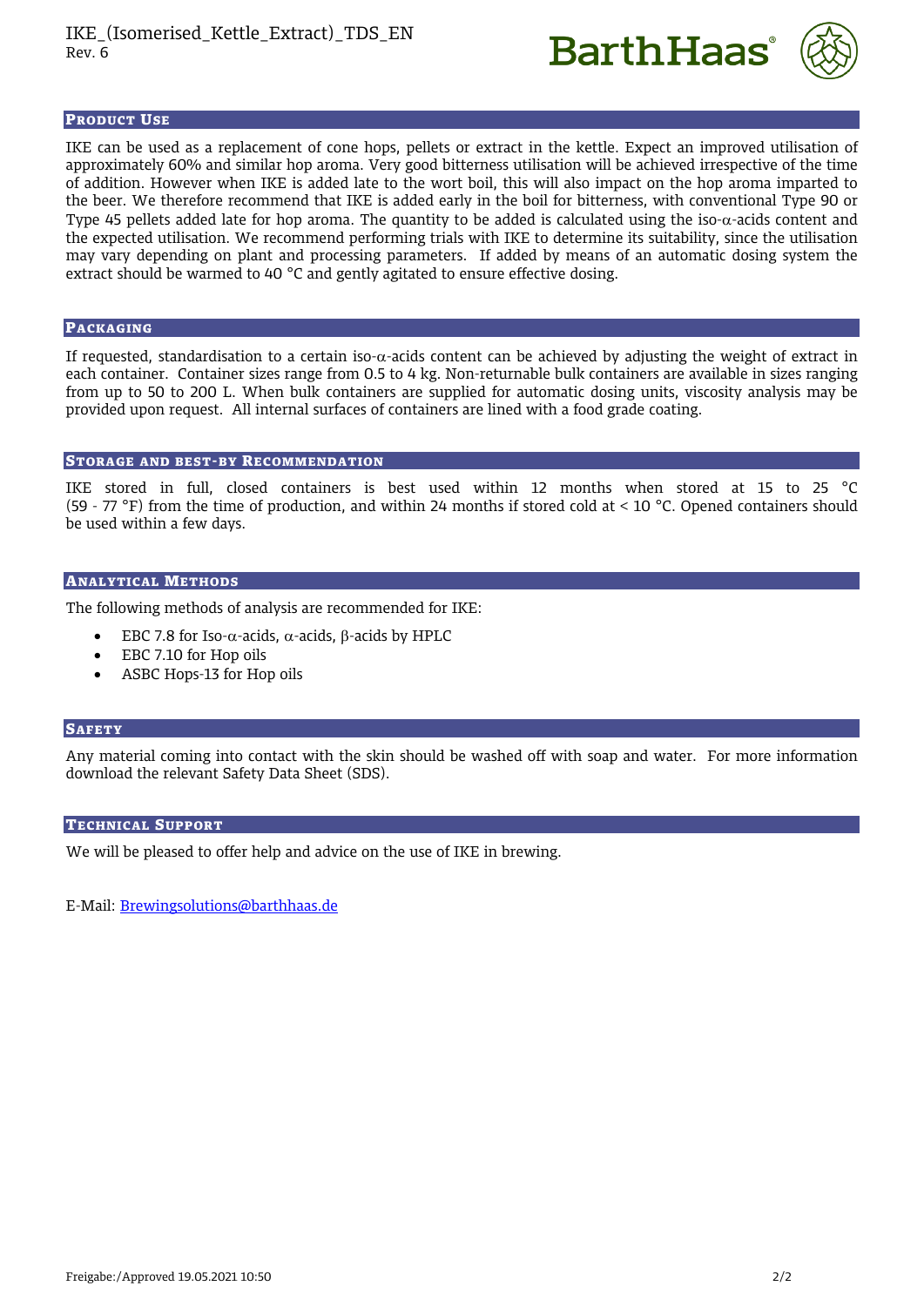## Product Use

IKE can be used as a replacement of cone hops, pellets or extract in the kettle. Expect an improved utilisation of approximately 60% and similar hop aroma. Very good bitterness utilisation will be achieved irrespective of the time of addition. However when IKE is added late to the wort boil, this will also impact on the hop aroma imparted to the beer. We therefore recommend that IKE is added early in the boil for bitterness, with conventional Type 90 or Type 45 pellets added late for hop aroma. The quantity to be added is calculated using the iso-α-acids content and the expected utilisation. We recommend performing trials with IKE to determine its suitability, since the utilisation may vary depending on plant and processing parameters. If added by means of an automatic dosing system the extract should be warmed to 40 °C and gently agitated to ensure effective dosing.

## Packaging

If requested, standardisation to a certain iso-α-acids content can be achieved by adjusting the weight of extract in each container. Container sizes range from 0.5 to 4 kg. Non-returnable bulk containers are available in sizes ranging from up to 50 to 200 L. When bulk containers are supplied for automatic dosing units, viscosity analysis may be provided upon request. All internal surfaces of containers are lined with a food grade coating.

## Storage and best-by Recommendation

IKE stored in full, closed containers is best used within 12 months when stored at 15 to 25 °C (59 - 77 °F) from the time of production, and within 24 months if stored cold at < 10 °C. Opened containers should be used within a few days.

## Analytical Methods

The following methods of analysis are recommended for IKE:

- EBC 7.8 for Iso-α-acids, α-acids, β-acids by HPLC
- EBC 7.10 for Hop oils
- ASBC Hops-13 for Hop oils

## Safety

Any material coming into contact with the skin should be washed off with soap and water. For more information download the relevant Safety Data Sheet (SDS).

## Technical Support

We will be pleased to offer help and advice on the use of IKE in brewing.

E-Mail: Brewingsolutions@barthhaas.de

Freigabe:/Approved 19.05.2021 10:50